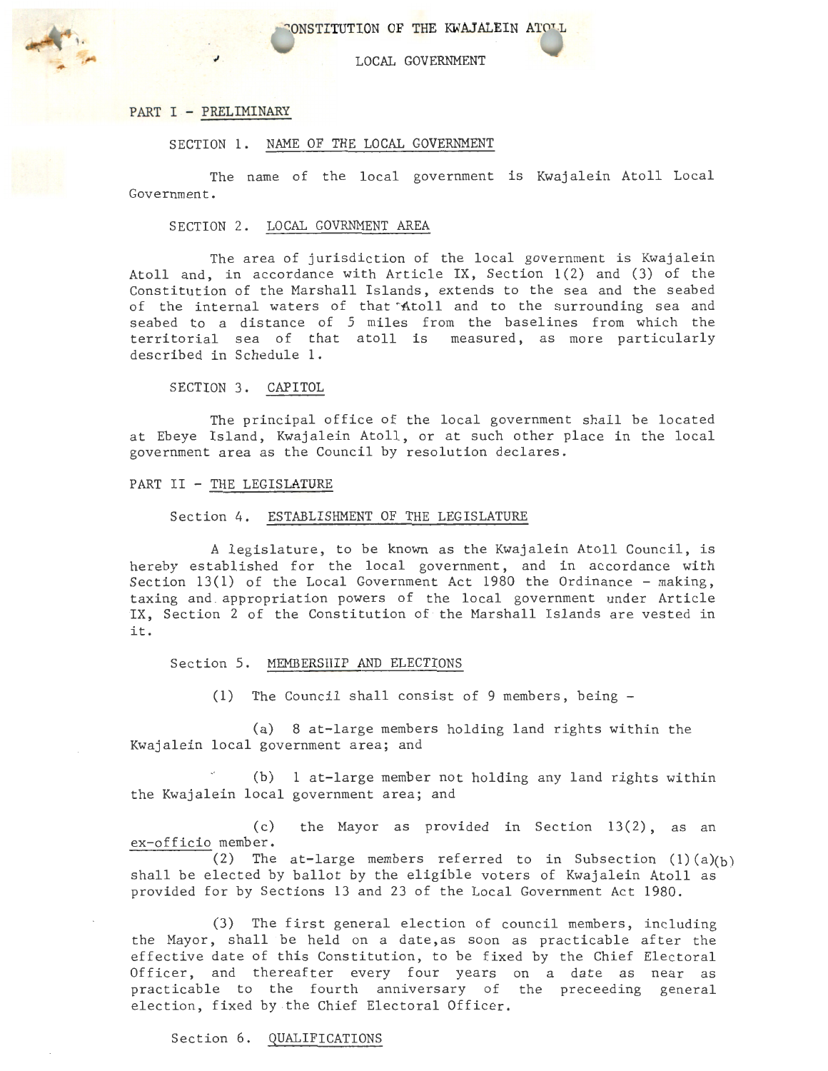# CONSTITUTION OF THE KWAJALEIN ATOLL

## LOCAL GOVERNMENT

## PART I - PRELIMINARY

### SECTION 1. NAME OF THE LOCAL GOVERNMENT

The name of the local government is Kwajalein Atoll Local Government.

### SECTION 2. LOCAL GOVRNMENT AREA

The area of jurisdiction of the local government is Kwajalein Atoll and, in accordance with Article IX, Section 1(2) and (3) of the Constitution of the Marshall Islands, extends to the sea and the seabed of the internal waters of that Atoll and to the surrounding sea and seabed to a distance of 5 miles from the baselines from which the territorial sea of that atoll is measured, as more particularly described in Schedule 1.

### SECTION 3. CAPITOL

The principal office of the local government shall be located at Ebeye Island, Kwajalein Atoll, or at such other place in the local government area as the Council by resolution declares.

## PART II - THE LEGISLATURE

### Section 4. ESTABLISHMENT OF THE LEGISLATURE

A legislature, to be known as the Kwajalein Atoll Council, is hereby established for the local government, and in accordance with Section 13(1) of the Local Government Act 1980 the Ordinance - making, taxing and appropriation powers of the local government under Article IX, Section 2 of the Constitution of the Marshall Islands are vested in it.

### Section 5. MEMBERSHIP AND ELECTIONS

(1) The Council shall consist of 9 members, being -

(a) 8 at-large members holding land rights within the Kwajalein local government area; and

(b) 1 at-large member not holding any land rights within the Kwajalein local government area; and

(c) the Mayor as provided in Section 13(2), as an *ex-officio* member.

(2) The at-large members referred to in Subsection (1)(a)(b) shall be elected by ballot by the eligible voters of Kwajalein Atoll as provided for by Sections 13 and 23 of the Local Government Act 1980.

(3) The first general election of council members, including the Mayor, shall be held on a date,as soon as practicable after the effective date of this Constitution, to be fixed by the Chief Electoral Officer, and thereafter every four years on a date as near as practicable to the fourth anniversary of the preceeding general election, fixed by the Chief Electoral Officer.

### Section 6. QUALIFICATIONS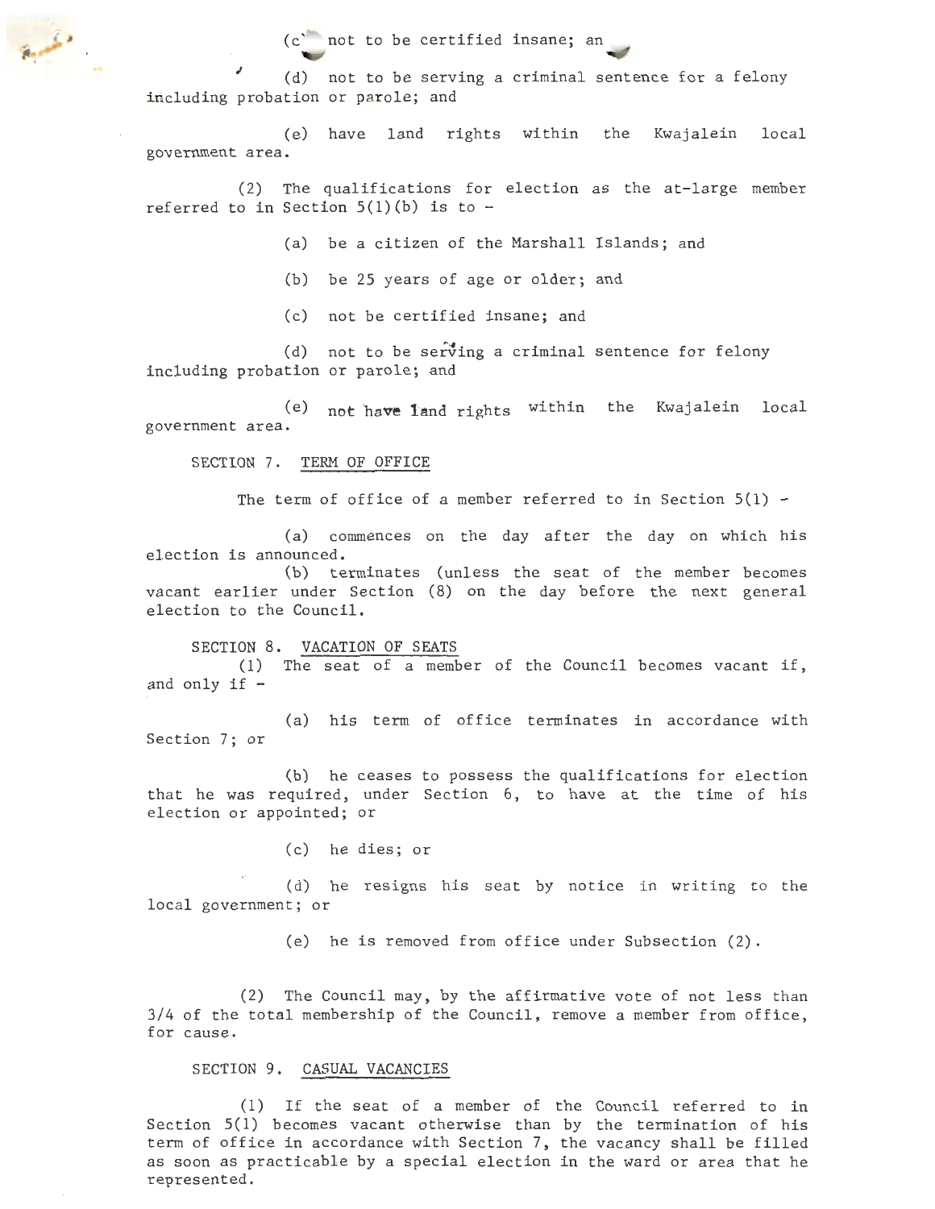(c) not to be certified insane; and

(d) not to be serving a criminal sentence for a felony including probation or parole; and

(e) have land rights within the Kwajalein local government area.

(2) The qualifications for election as the at-large member referred to in Section 5(1)(b) is to -

(a) be a citizen of the Marshall Islands; and

(b) be 25 years of age or older; and

(c) not be certified insane; and

(d) not to be serving a criminal sentence for felony including probation or parole; and

(e) not have land rights within the Kwajalein local government area.

SECTION 7. TERM OF OFFICE

The term of office of a member referred to in Section 5(1) -

(a) commences on the day after the day on which his election is announced.

(b) terminates (unless the seat of the member becomes vacant earlier under Section (8) on the day before the next general election to the Council.

SECTION 8. VACATION OF SEATS

(1) The seat of a member of the Council becomes vacant if, and only if -

(a) his term of office terminates in accordance with Section 7; or

(b) he ceases to possess the qualifications for election that he was required, under Section 6, to have at the time of his election or appointed; or

(c) he dies; or

(d) he resigns his seat by notice in writing to the local government; or

(e) he is removed from office under Subsection (2).

(2) The Council may, by the affirmative vote of not less than 3/4 of the total membership of the Council, remove a member from office, for cause.

SECTION 9. CASUAL VACANCIES

(1) If the seat of a member of the Council referred to in Section 5(1) becomes vacant otherwise than by the termination of his term of office in accordance with Section 7, the vacancy shall be filled as soon as practicable by a special election in the ward or area that he represented.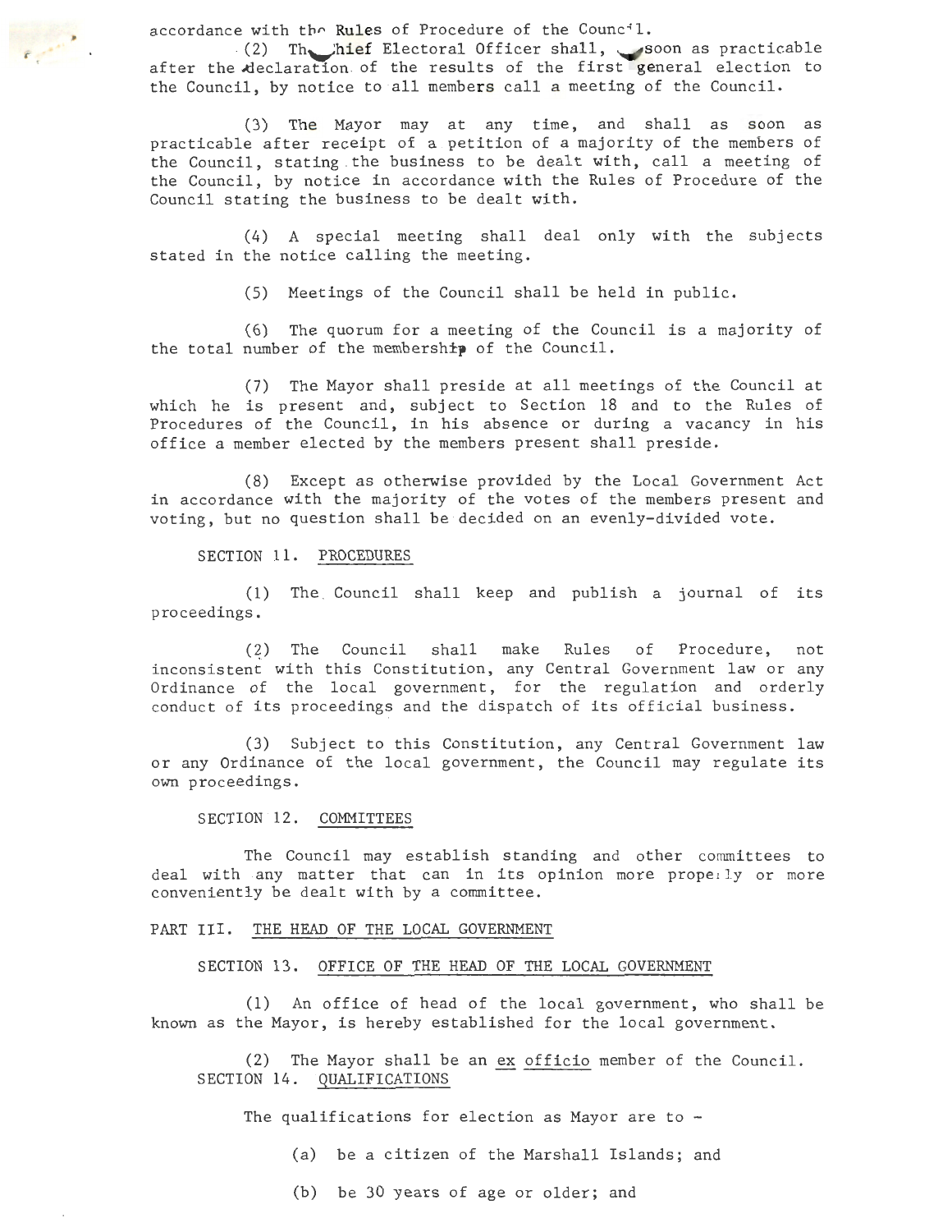accordance with the Rules of Procedure of the Council.

(2) The Chief Electoral Officer shall, as soon as practicable after the declaration of the results of the first general election to the Council, by notice to all members call a meeting of the Council.

(3) The Mayor may at any time, and shall as soon as practicable after receipt of a petition of a majority of the members of the Council, stating the business to be dealt with, call a meeting of the Council, by notice in accordance with the Rules of Procedure of the Council stating the business to be dealt with.

(4) A special meeting shall deal only with the subjects stated in the notice calling the meeting.

(5) Meetings of the Council shall be held in public.

(6) The quorum for a meeting of the Council is a majority of the total number of the membership of the Council.

(7) The Mayor shall preside at all meetings of the Council at which he is present and, subject to Section 18 and to the Rules of Procedures of the Council, in his absence or during a vacancy in his office a member elected by the members present shall preside.

(8) Except as otherwise provided by the Local Government Act in accordance with the majority of the votes of the members present and voting, but no question shall be decided on an evenly-divided vote.

SECTION 11. PROCEDURES

(1) The Council shall keep and publish a journal of its proceedings.

(2) The Council shall make Rules of Procedure, not inconsistent with this Constitution, any Central Government law or any Ordinance of the local government, for the regulation and orderly conduct of its proceedings and the dispatch of its official business.

(3) Subject to this Constitution, any Central Government law or any Ordinance of the local government, the Council may regulate its own proceedings.

SECTION 12. COMMITTEES

The Council may establish standing and other committees to deal with any matter that can in its opinion more properly or more conveniently be dealt with by a committee.

PART III. THE HEAD OF THE LOCAL GOVERNMENT

SECTION 13. OFFICE OF THE HEAD OF THE LOCAL GOVERNMENT

(1) An office of head of the local government, who shall be known as the Mayor, is hereby established for the local government.

(2) The Mayor shall be an *ex officio* member of the Council.

SECTION 14. QUALIFICATIONS

The qualifications for election as Mayor are to -

(a) be a citizen of the Marshall Islands; and

(b) be 30 years of age or older; and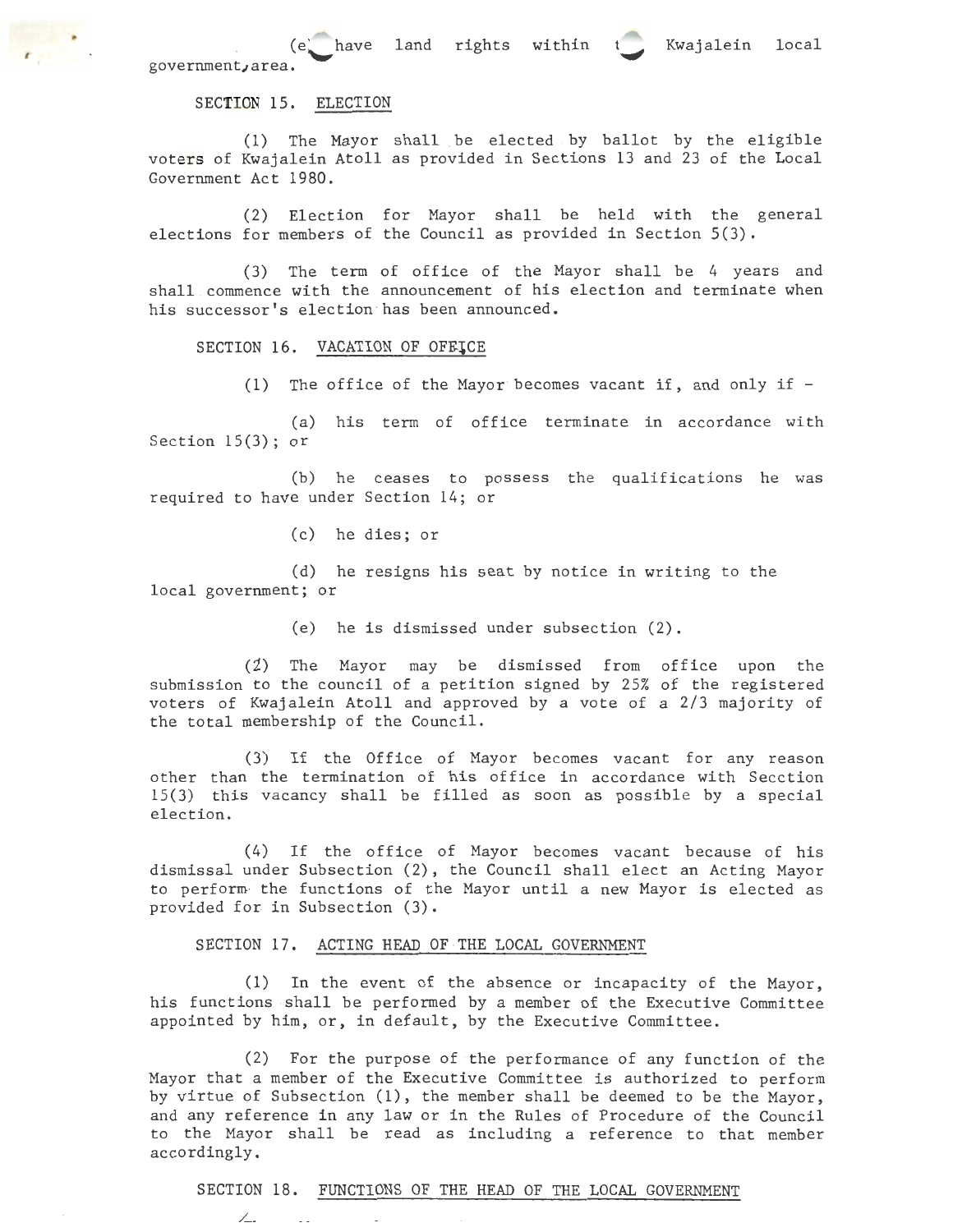(e) have land rights within the Kwajalein local government area.

SECTION 15. ELECTION

(1) The Mayor shall be elected by ballot by the eligible voters of Kwajalein Atoll as provided in Sections 13 and 23 of the Local Government Act 1980.

(2) Election for Mayor shall be held with the general elections for members of the Council as provided in Section 5(3).

(3) The term of office of the Mayor shall be 4 years and shall commence with the announcement of his election and terminate when his successor's election has been announced.

SECTION 16. VACATION OF OFFICE

(1) The office of the Mayor becomes vacant if, and only if -

(a) his term of office terminate in accordance with Section 15(3); or

(b) he ceases to possess the qualifications he was required to have under Section 14; or

(c) he dies; or

(d) he resigns his seat by notice in writing to the local government; or

(e) he is dismissed under subsection (2).

(2) The Mayor may be dismissed from office upon the submission to the council of a petition signed by 25% of the registered voters of Kwajalein Atoll and approved by a vote of a 2/3 majority of the total membership of the Council.

(3) If the Office of Mayor becomes vacant for any reason other than the termination of his office in accordance with Secction 15(3) this vacancy shall be filled as soon as possible by a special election.

(4) If the office of Mayor becomes vacant because of his dismissal under Subsection (2), the Council shall elect an Acting Mayor to perform the functions of the Mayor until a new Mayor is elected as provided for in Subsection (3).

SECTION 17. ACTING HEAD OF THE LOCAL GOVERNMENT

(1) In the event of the absence or incapacity of the Mayor, his functions shall be performed by a member of the Executive Committee appointed by him, or, in default, by the Executive Committee.

(2) For the purpose of the performance of any function of the Mayor that a member of the Executive Committee is authorized to perform by virtue of Subsection (1), the member shall be deemed to be the Mayor, and any reference in any law or in the Rules of Procedure of the Council to the Mayor shall be read as including a reference to that member accordingly.

SECTION 18. FUNCTIONS OF THE HEAD OF THE LOCAL GOVERNMENT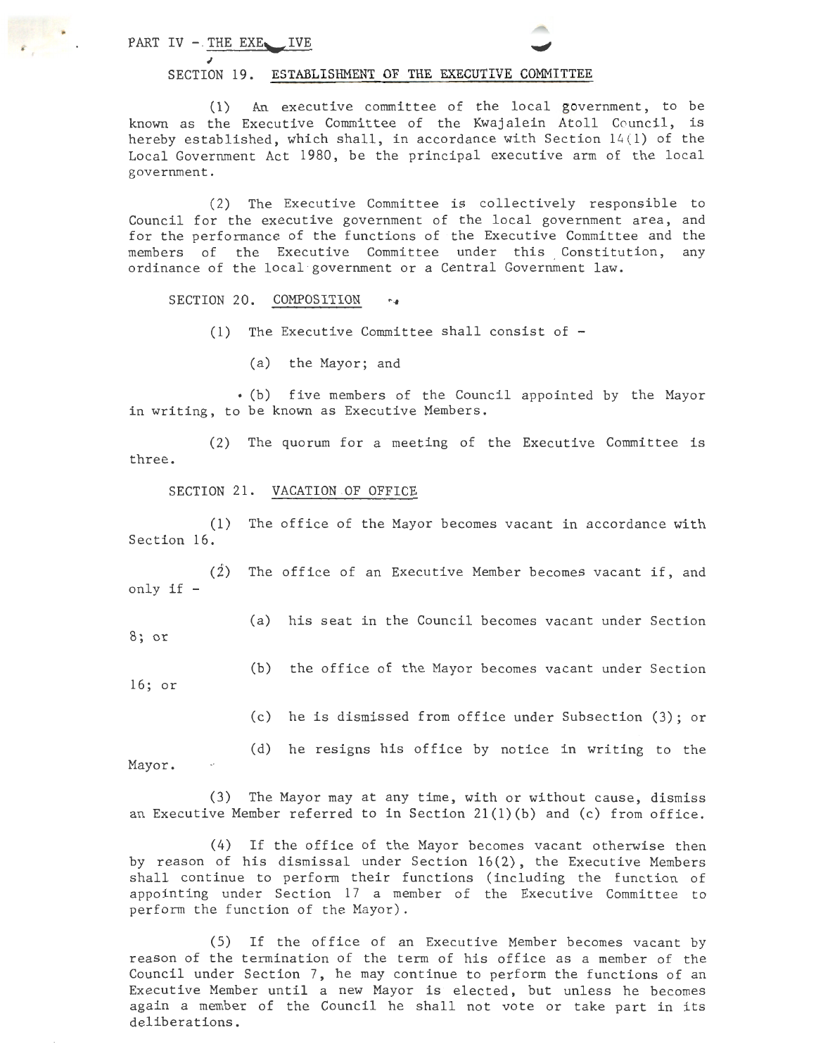## PART IV - THE EXECUTIVE

### SECTION 19. ESTABLISHMENT OF THE EXECUTIVE COMMITTEE

(1) An executive committee of the local government, to be known as the Executive Committee of the Kwajalein Atoll Council, is hereby established, which shall, in accordance with Section 14(1) of the Local Government Act 1980, be the principal executive arm of the local government.

(2) The Executive Committee is collectively responsible to Council for the executive government of the local government area, and for the performance of the functions of the Executive Committee and the members of the Executive Committee under this Constitution, any ordinance of the local government or a Central Government law.

### SECTION 20. COMPOSITION

(1) The Executive Committee shall consist of -

(a) the Mayor; and

(b) five members of the Council appointed by the Mayor in writing, to be known as Executive Members.

(2) The quorum for a meeting of the Executive Committee is three.

### SECTION 21. VACATION OF OFFICE

(1) The office of the Mayor becomes vacant in accordance with Section 16.

(2) The office of an Executive Member becomes vacant if, and only if -

(a) his seat in the Council becomes vacant under Section 8; or

(b) the office of the Mayor becomes vacant under Section 16; or

(c) he is dismissed from office under Subsection (3); or

(d) he resigns his office by notice in writing to the Mayor.

(3) The Mayor may at any time, with or without cause, dismiss an Executive Member referred to in Section 21(1)(b) and (c) from office.

(4) If the office of the Mayor becomes vacant otherwise then by reason of his dismissal under Section 16(2), the Executive Members shall continue to perform their functions (including the function of appointing under Section 17 a member of the Executive Committee to perform the function of the Mayor).

(5) If the office of an Executive Member becomes vacant by reason of the termination of the term of his office as a member of the Council under Section 7, he may continue to perform the functions of an Executive Member until a new Mayor is elected, but unless he becomes again a member of the Council he shall not vote or take part in its deliberations.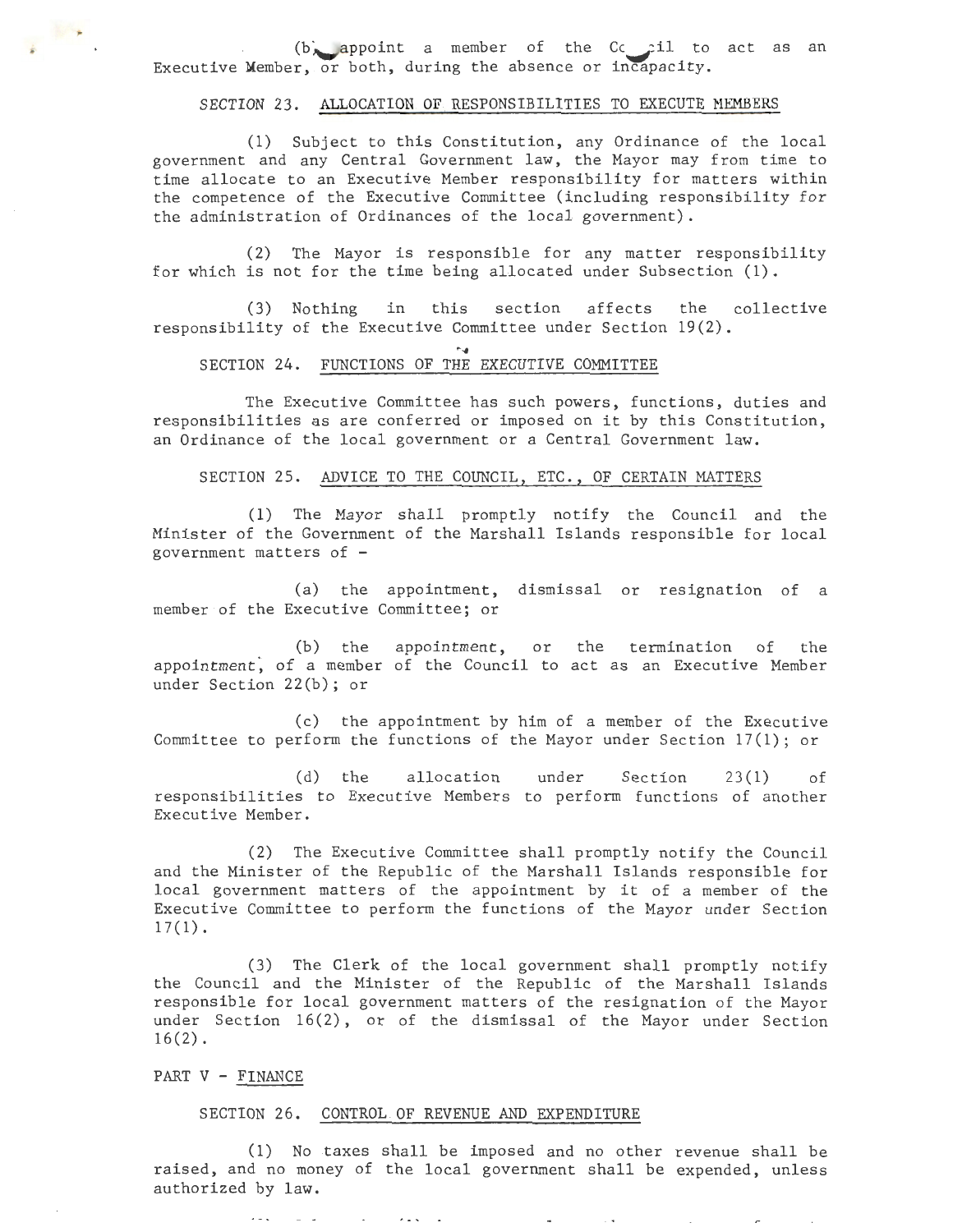(b) appoint a member of the Council to act as an Executive Member, or both, during the absence or incapacity.

SECTION 23. ALLOCATION OF RESPONSIBILITIES TO EXECUTE MEMBERS

(1) Subject to this Constitution, any Ordinance of the local government and any Central Government law, the Mayor may from time to time allocate to an Executive Member responsibility for matters within the competence of the Executive Committee (including responsibility for the administration of Ordinances of the local government).

(2) The Mayor is responsible for any matter responsibility for which is not for the time being allocated under Subsection (1).

(3) Nothing in this section affects the collective responsibility of the Executive Committee under Section 19(2).

SECTION 24. FUNCTIONS OF THE EXECUTIVE COMMITTEE

The Executive Committee has such powers, functions, duties and responsibilities as are conferred or imposed on it by this Constitution, an Ordinance of the local government or a Central Government law.

SECTION 25. ADVICE TO THE COUNCIL, ETC., OF CERTAIN MATTERS

(1) The Mayor shall promptly notify the Council and the Minister of the Government of the Marshall Islands responsible for local government matters of -

(a) the appointment, dismissal or resignation of a member of the Executive Committee; or

(b) the appointment, or the termination of the appointment, of a member of the Council to act as an Executive Member under Section 22(b); or

(c) the appointment by him of a member of the Executive Committee to perform the functions of the Mayor under Section 17(1); or

(d) the allocation under Section 23(1) of responsibilities to Executive Members to perform functions of another Executive Member.

(2) The Executive Committee shall promptly notify the Council and the Minister of the Republic of the Marshall Islands responsible for local government matters of the appointment by it of a member of the Executive Committee to perform the functions of the Mayor under Section 17(1).

(3) The Clerk of the local government shall promptly notify the Council and the Minister of the Republic of the Marshall Islands responsible for local government matters of the resignation of the Mayor under Section 16(2), or of the dismissal of the Mayor under Section 16(2).

PART V - FINANCE

SECTION 26. CONTROL OF REVENUE AND EXPENDITURE

(1) No taxes shall be imposed and no other revenue shall be raised, and no money of the local government shall be expended, unless authorized by law.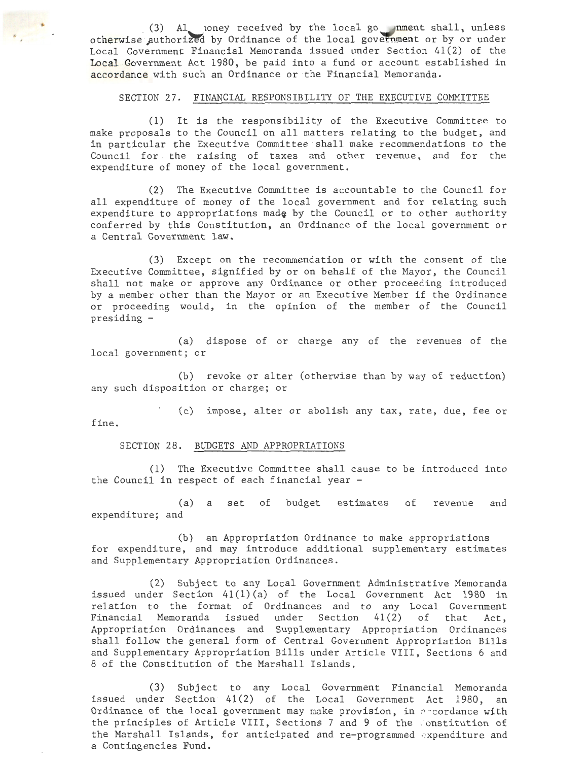(3) All money received by the local government shall, unless otherwise authorized by Ordinance of the local government or by or under Local Government Financial Memoranda issued under Section 41(2) of the Local Government Act 1980, be paid into a fund or account established in accordance with such an Ordinance or the Financial Memoranda.

## SECTION 27. FINANCIAL RESPONSIBILITY OF THE EXECUTIVE COMMITTEE

(1) It is the responsibility of the Executive Committee to make proposals to the Council on all matters relating to the budget, and in particular the Executive Committee shall make recommendations to the Council for the raising of taxes and other revenue, and for the expenditure of money of the local government.

(2) The Executive Committee is accountable to the Council for all expenditure of money of the local government and for relating such expenditure to appropriations made by the Council or to other authority conferred by this Constitution, an Ordinance of the local government or a Central Government law.

(3) Except on the recommendation or with the consent of the Executive Committee, signified by or on behalf of the Mayor, the Council shall not make or approve any Ordinance or other proceeding introduced by a member other than the Mayor or an Executive Member if the Ordinance or proceeding would, in the opinion of the member of the Council presiding -

(a) dispose of or charge any of the revenues of the local government; or

(b) revoke or alter (otherwise than by way of reduction) any such disposition or charge; or

(c) impose, alter or abolish any tax, rate, due, fee or fine.

## SECTION 28. BUDGETS AND APPROPRIATIONS

(1) The Executive Committee shall cause to be introduced into the Council in respect of each financial year -

(a) a set of budget estimates of revenue and expenditure; and

(b) an Appropriation Ordinance to make appropriations for expenditure, and may introduce additional supplementary estimates and Supplementary Appropriation Ordinances.

(2) Subject to any Local Government Administrative Memoranda issued under Section 41(1)(a) of the Local Government Act 1980 in relation to the format of Ordinances and to any Local Government Financial Memoranda issued under Section 41(2) of that Act, Appropriation Ordinances and Supplementary Appropriation Ordinances shall follow the general form of Central Government Appropriation Bills and Supplementary Appropriation Bills under Article VIII, Sections 6 and 8 of the Constitution of the Marshall Islands.

(3) Subject to any Local Government Financial Memoranda issued under Section 41(2) of the Local Government Act 1980, an Ordinance of the local government may make provision, in accordance with the principles of Article VIII, Sections 7 and 9 of the Constitution of the Marshall Islands, for anticipated and re-programmed expenditure and a Contingencies Fund.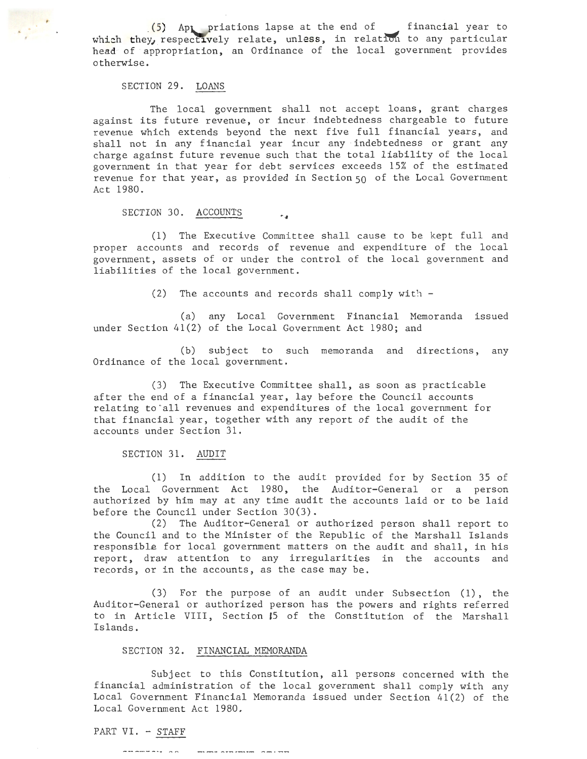(5) Appropriations lapse at the end of financial year to which they, respectively relate, unless, in relation to any particular head of appropriation, an Ordinance of the local government provides otherwise.

SECTION 29. LOANS

The local government shall not accept loans, grant charges against its future revenue, or incur indebtedness chargeable to future revenue which extends beyond the next five full financial years, and shall not in any financial year incur any indebtedness or grant any charge against future revenue such that the total liability of the local government in that year for debt services exceeds 15% of the estimated revenue for that year, as provided in Section 50 of the Local Government Act 1980.

SECTION 30. ACCOUNTS

(1) The Executive Committee shall cause to be kept full and proper accounts and records of revenue and expenditure of the local government, assets of or under the control of the local government and liabilities of the local government.

(2) The accounts and records shall comply with -

(a) any Local Government Financial Memoranda issued under Section 41(2) of the Local Government Act 1980; and

(b) subject to such memoranda and directions, any Ordinance of the local government.

(3) The Executive Committee shall, as soon as practicable after the end of a financial year, lay before the Council accounts relating to all revenues and expenditures of the local government for that financial year, together with any report of the audit of the accounts under Section 31.

SECTION 31. AUDIT

(1) In addition to the audit provided for by Section 35 of the Local Government Act 1980, the Auditor-General or a person authorized by him may at any time audit the accounts laid or to be laid before the Council under Section 30(3).

(2) The Auditor-General or authorized person shall report to the Council and to the Minister of the Republic of the Marshall Islands responsible for local government matters on the audit and shall, in his report, draw attention to any irregularities in the accounts and records, or in the accounts, as the case may be.

(3) For the purpose of an audit under Subsection (1), the Auditor-General or authorized person has the powers and rights referred to in Article VIII, Section 15 of the Constitution of the Marshall Islands.

SECTION 32. FINANCIAL MEMORANDA

Subject to this Constitution, all persons concerned with the financial administration of the local government shall comply with any Local Government Financial Memoranda issued under Section 41(2) of the Local Government Act 1980.

PART VI. - STAFF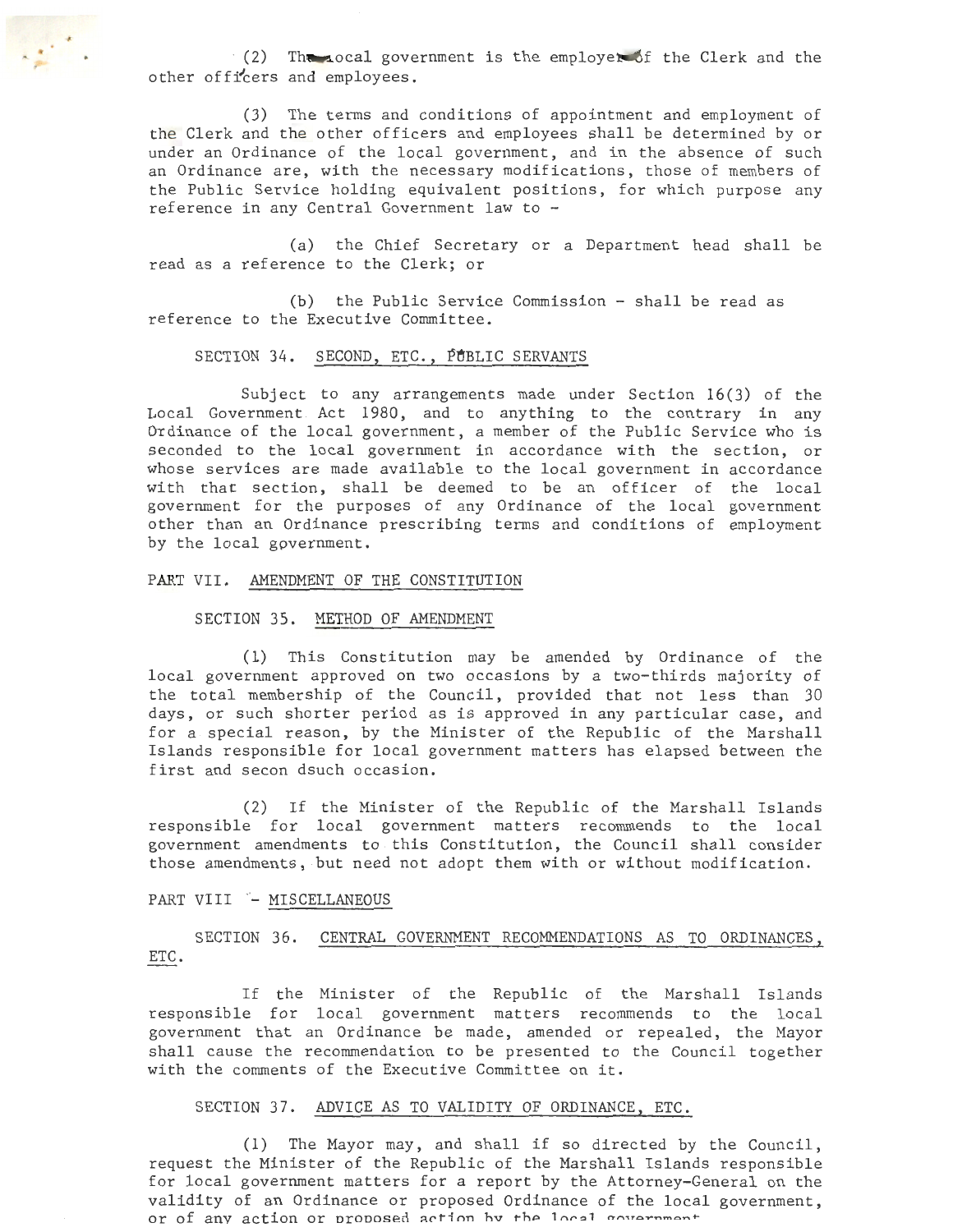(2) The local government is the employer of the Clerk and the other officers and employees.

(3) The terms and conditions of appointment and employment of the Clerk and the other officers and employees shall be determined by or under an Ordinance of the local government, and in the absence of such an Ordinance are, with the necessary modifications, those of members of the Public Service holding equivalent positions, for which purpose any reference in any Central Government law to -

(a) the Chief Secretary or a Department head shall be read as a reference to the Clerk; or

(b) the Public Service Commission - shall be read as reference to the Executive Committee.

SECTION 34. SECOND, ETC., PUBLIC SERVANTS

Subject to any arrangements made under Section 16(3) of the Local Government Act 1980, and to anything to the contrary in any Ordinance of the local government, a member of the Public Service who is seconded to the local government in accordance with the section, or whose services are made available to the local government in accordance with that section, shall be deemed to be an officer of the local government for the purposes of any Ordinance of the local government other than an Ordinance prescribing terms and conditions of employment by the local government.

PART VII. AMENDMENT OF THE CONSTITUTION

SECTION 35. METHOD OF AMENDMENT

(1) This Constitution may be amended by Ordinance of the local government approved on two occasions by a two-thirds majority of the total membership of the Council, provided that not less than 30 days, or such shorter period as is approved in any particular case, and for a special reason, by the Minister of the Republic of the Marshall Islands responsible for local government matters has elapsed between the first and secon dsuch occasion.

(2) If the Minister of the Republic of the Marshall Islands responsible for local government matters recommends to the local government amendments to this Constitution, the Council shall consider those amendments, but need not adopt them with or without modification.

PART VIII - MISCELLANEOUS

SECTION 36. CENTRAL GOVERNMENT RECOMMENDATIONS AS TO ORDINANCES, ETC.

If the Minister of the Republic of the Marshall Islands responsible for local government matters recommends to the local government that an Ordinance be made, amended or repealed, the Mayor shall cause the recommendation to be presented to the Council together with the comments of the Executive Committee on it.

SECTION 37. ADVICE AS TO VALIDITY OF ORDINANCE, ETC.

(1) The Mayor may, and shall if so directed by the Council, request the Minister of the Republic of the Marshall Islands responsible for local government matters for a report by the Attorney-General on the validity of an Ordinance or proposed Ordinance of the local government, or of any action or proposed action by the local government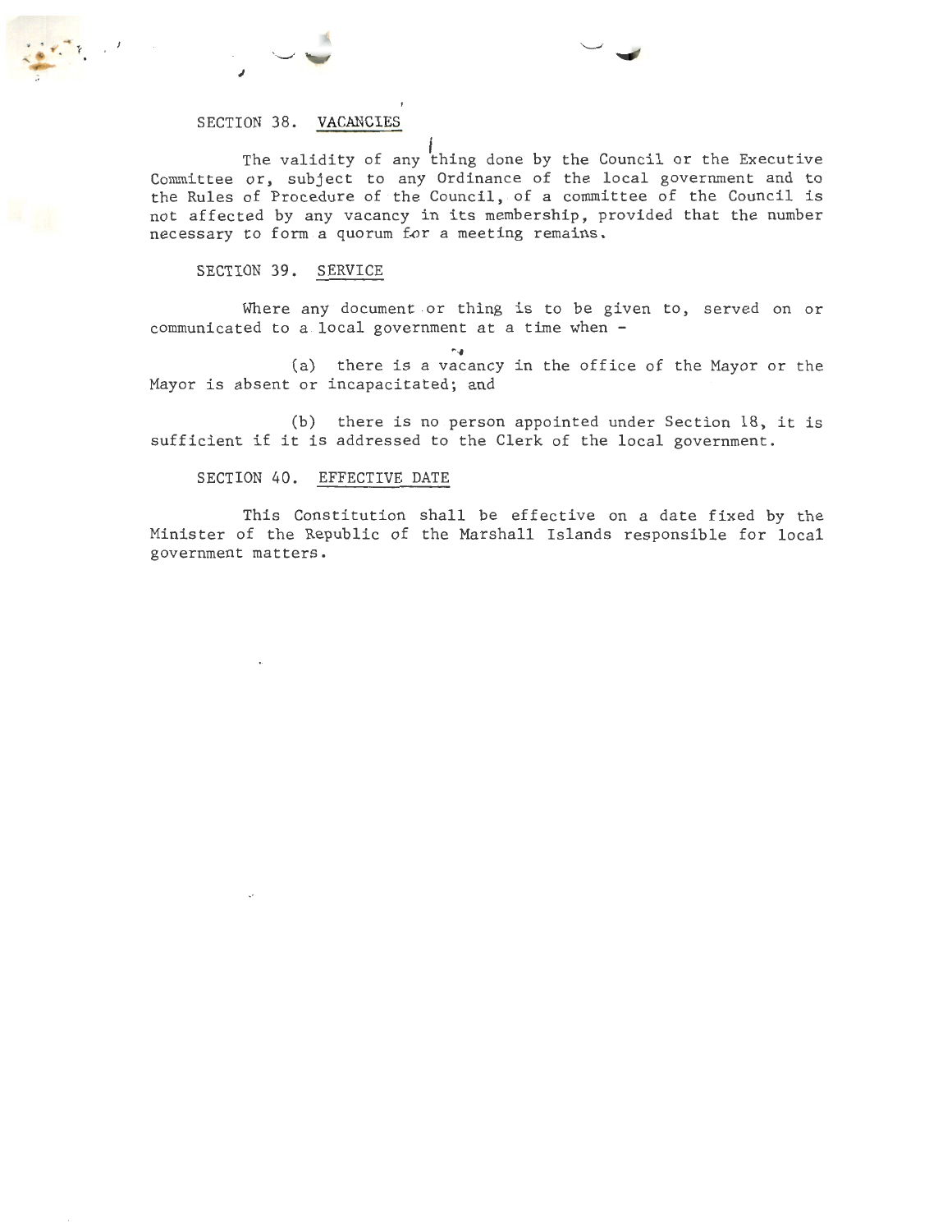SECTION 38. VACANCIES

The validity of any thing done by the Council or the Executive Committee or, subject to any Ordinance of the local government and to the Rules of Procedure of the Council, of a committee of the Council is not affected by any vacancy in its membership, provided that the number necessary to form a quorum for a meeting remains.

SECTION 39. SERVICE

Where any document or thing is to be given to, served on or communicated to a local government at a time when -

(a) there is a vacancy in the office of the Mayor or the Mayor is absent or incapacitated; and

(b) there is no person appointed under Section 18, it is sufficient if it is addressed to the Clerk of the local government.

SECTION 40. EFFECTIVE DATE

This Constitution shall be effective on a date fixed by the Minister of the Republic of the Marshall Islands responsible for local government matters.